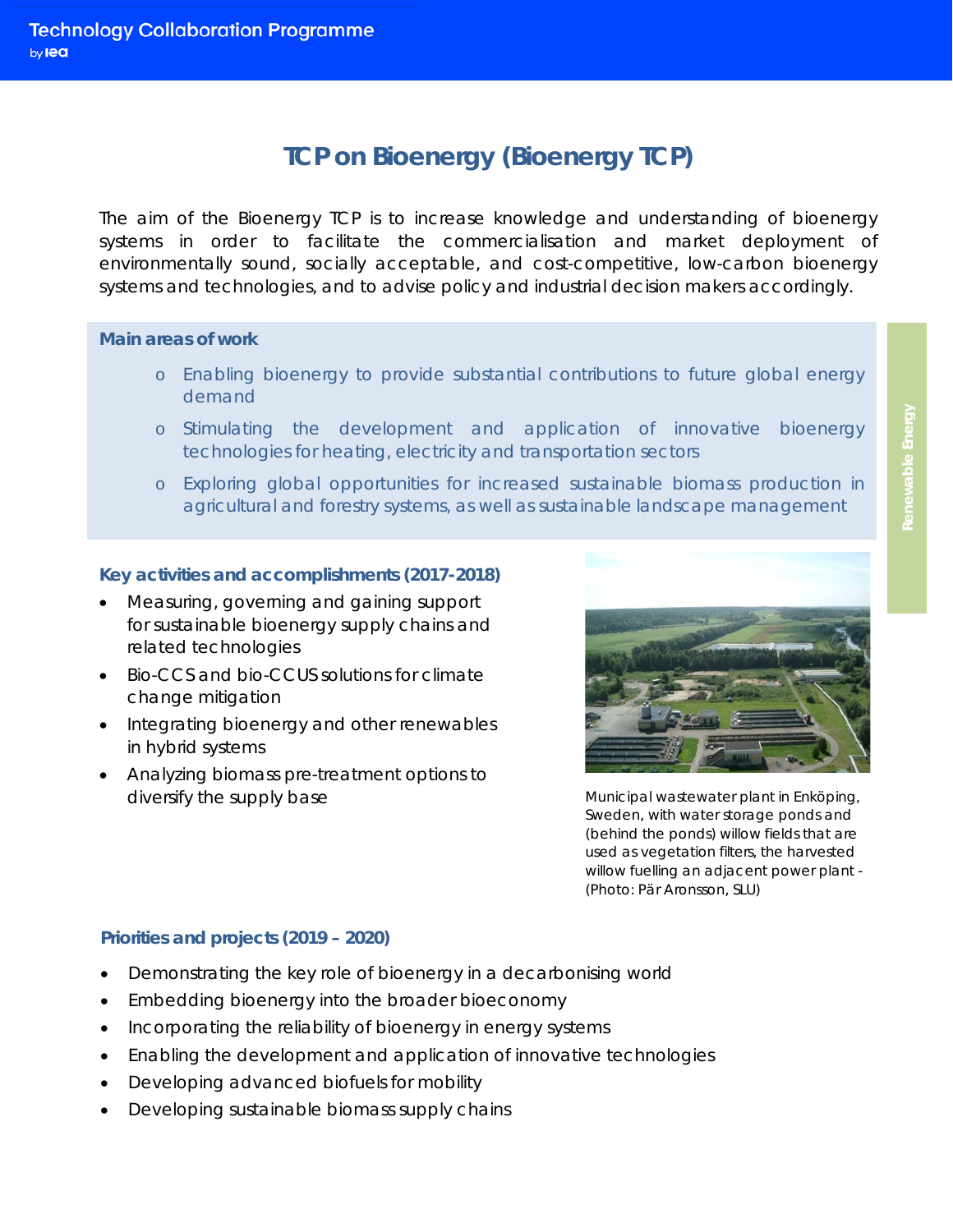# TCP on Bioenergy (Bioenergy TCP)

The aim of the Bioenergy TCP is to increase knowledge and understanding of bioenergy systems in order to facilitate the commercialisation and market deployment of environmentally sound, socially acceptable, and cost-competitive, low-carbon bioenergy systems and technologies, and to advise policy and industrial decision makers accordingly.

### Main areas of work

- Enabling bioenergy to provide substantial contributions to future global energy demand
- Stimulating the development and application of innovative bioenergy technologies for heating, electricity and transportation sectors
- Exploring global opportunities for increased sustainable biomass production in agricultural and forestry systems, as well as sustainable landscape management

### Key activities and accomplishments (2017-2018)

- Measuring, governing and gaining support for sustainable bioenergy supply chains and related technologies
- Bio-CCS and bio-CCUS solutions for climate change mitigation
- Integrating bioenergy and other renewables in hybrid systems
- Analyzing biomass pre-treatment options to diversify the supply base

Municipal wastewater plant in Enköping, Sweden, with water storage ponds and (behind the ponds) willow fields that are used as vegetation filters, the harvested willow fuelling an adjacent power plant - (Photo: Pär Aronsson, SLU)

### Priorities and projects (2019 – 2020)

- Demonstrating the key role of bioenergy in a decarbonising world
- Embedding bioenergy into the broader bioeconomy
- Incorporating the reliability of bioenergy in energy systems
- Enabling the development and application of innovative technologies
- Developing advanced biofuels for mobility
- Developing sustainable biomass supply chains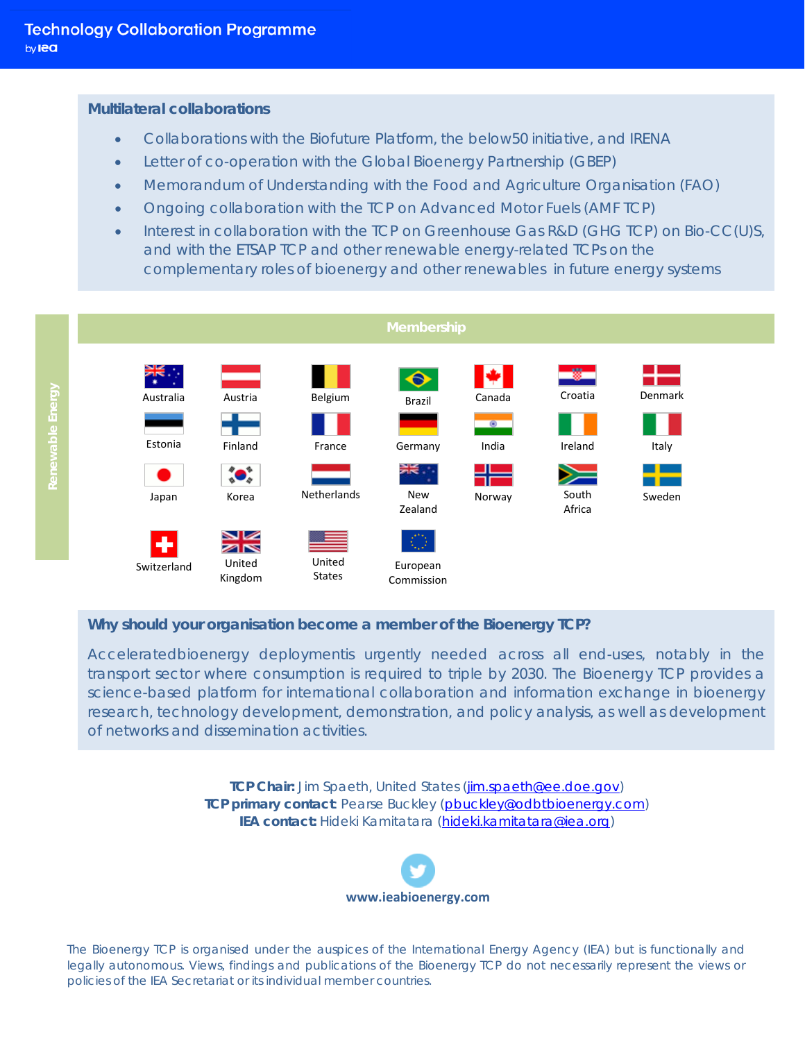### Multilateral collaborations

- Collaborations with the Biofuture Platform, the below50 initiative, and IRENA
- Letter of co-operation with the Global Bioenergy Partnership (GBEP)
- Memorandum of Understanding with the Food and Agriculture Organisation (FAO)
- Ongoing collaboration with the TCP on Advanced Motor Fuels (AMF TCP)
- Interest in collaboration with the TCP on Greenhouse Gas R&D (GHG TCP) on Bio-CC(U)S, and with the ETSAP TCP and other renewable energy-related TCPs on the complementary roles of bioenergy and other renewables in future energy systems

Renewable Energy

### Membership

Australia, Austria, Belgium, Brazil, Canada, Croatia, Denmark, Estonia, Finland, France, Germany, India, Ireland, Italy, Japan, Korea, Netherlands, New Zealand, Norway, South Africa, Sweden, Switzerland, United Kingdom, United States, European Commission

### Why should your organisation become a member of the Bioenergy TCP?

Accelerated bioenergy deployment is urgently needed across all end-uses, notably in the transport sector where consumption is required to triple by 2030. The Bioenergy TCP provides a science-based platform for international collaboration and information exchange in bioenergy research, technology development, demonstration, and policy analysis, as well as development of networks and dissemination activities.

**TCP Chair:** Jim Spaeth, United States (jim.spaeth@ee.doe.gov)
**TCP primary contact:** Pearse Buckley (pbuckley@odbtbioenergy.com)
**IEA contact:** Hideki Kamitatara (hideki.kamitatara@iea.org)

www.ieabioenergy.com

The Bioenergy TCP is organised under the auspices of the International Energy Agency (IEA) but is functionally and legally autonomous. Views, findings and publications of the Bioenergy TCP do not necessarily represent the views or policies of the IEA Secretariat or its individual member countries.